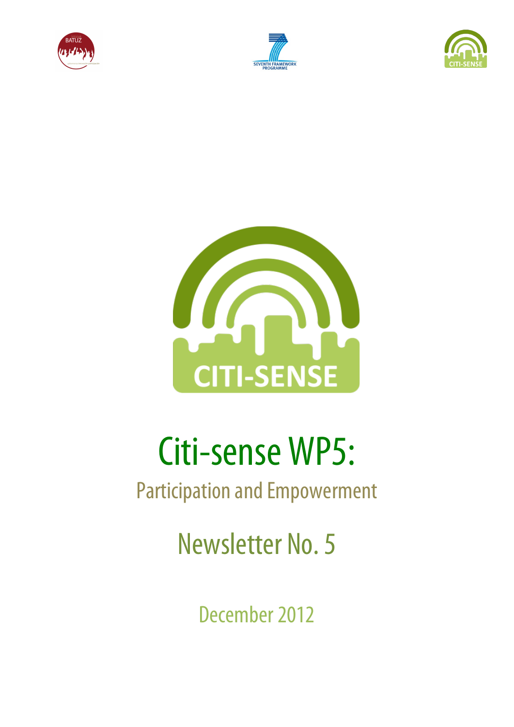# Citi-sense WP5:

## Participation and Empowerment

## Newsletter No. 5

December 2012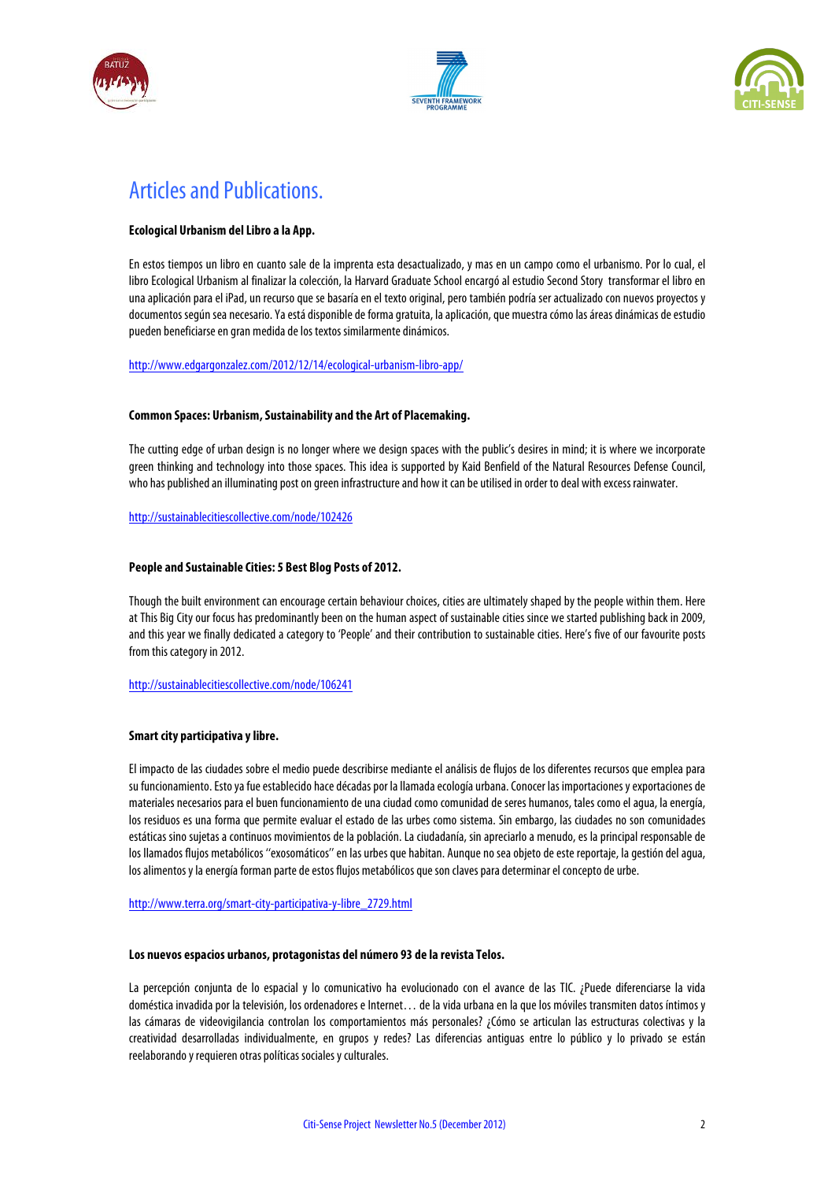# Articles and Publications.

**Ecological Urbanism del Libro a la App.**

En estos tiempos un libro en cuanto sale de la imprenta esta desactualizado, y mas en un campo como el urbanismo. Por lo cual, el libro Ecological Urbanism al finalizar la colección, la Harvard Graduate School encargó al estudio Second Story transformar el libro en una aplicación para el iPad, un recurso que se basaría en el texto original, pero también podría ser actualizado con nuevos proyectos y documentos según sea necesario. Ya está disponible de forma gratuita, la aplicación, que muestra cómo las áreas dinámicas de estudio pueden beneficiarse en gran medida de los textos similarmente dinámicos.

http://www.edgargonzalez.com/2012/12/14/ecological-urbanism-libro-app/

**Common Spaces: Urbanism, Sustainability and the Art of Placemaking.**

The cutting edge of urban design is no longer where we design spaces with the public's desires in mind; it is where we incorporate green thinking and technology into those spaces. This idea is supported by Kaid Benfield of the Natural Resources Defense Council, who has published an illuminating post on green infrastructure and how it can be utilised in order to deal with excess rainwater.

http://sustainablecitiescollective.com/node/102426

**People and Sustainable Cities: 5 Best Blog Posts of 2012.**

Though the built environment can encourage certain behaviour choices, cities are ultimately shaped by the people within them. Here at This Big City our focus has predominantly been on the human aspect of sustainable cities since we started publishing back in 2009, and this year we finally dedicated a category to 'People' and their contribution to sustainable cities. Here's five of our favourite posts from this category in 2012.

http://sustainablecitiescollective.com/node/106241

**Smart city participativa y libre.**

El impacto de las ciudades sobre el medio puede describirse mediante el análisis de flujos de los diferentes recursos que emplea para su funcionamiento. Esto ya fue establecido hace décadas por la llamada ecología urbana. Conocer las importaciones y exportaciones de materiales necesarios para el buen funcionamiento de una ciudad como comunidad de seres humanos, tales como el agua, la energía, los residuos es una forma que permite evaluar el estado de las urbes como sistema. Sin embargo, las ciudades no son comunidades estáticas sino sujetas a continuos movimientos de la población. La ciudadanía, sin apreciarlo a menudo, es la principal responsable de los llamados flujos metabólicos "exosomáticos" en las urbes que habitan. Aunque no sea objeto de este reportaje, la gestión del agua, los alimentos y la energía forman parte de estos flujos metabólicos que son claves para determinar el concepto de urbe.

http://www.terra.org/smart-city-participativa-y-libre_2729.html

**Los nuevos espacios urbanos, protagonistas del número 93 de la revista Telos.**

La percepción conjunta de lo espacial y lo comunicativo ha evolucionado con el avance de las TIC. ¿Puede diferenciarse la vida doméstica invadida por la televisión, los ordenadores e Internet… de la vida urbana en la que los móviles transmiten datos íntimos y las cámaras de videovigilancia controlan los comportamientos más personales? ¿Cómo se articulan las estructuras colectivas y la creatividad desarrolladas individualmente, en grupos y redes? Las diferencias antiguas entre lo público y lo privado se están reelaborando y requieren otras políticas sociales y culturales.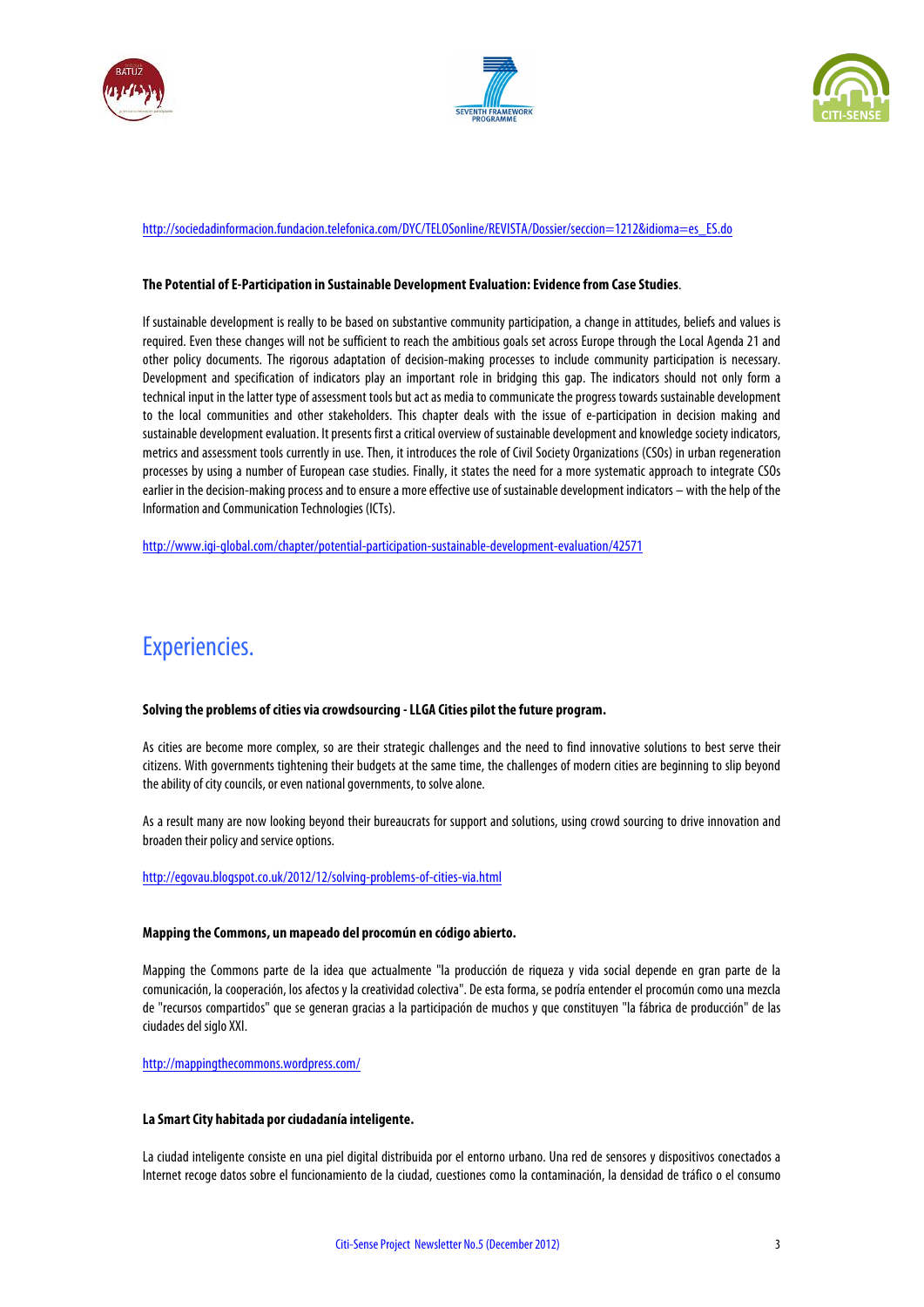http://sociedadinformacion.fundacion.telefonica.com/DYC/TELOSonline/REVISTA/Dossier/seccion=1212&idioma=es_ES.do

**The Potential of E-Participation in Sustainable Development Evaluation: Evidence from Case Studies**.

If sustainable development is really to be based on substantive community participation, a change in attitudes, beliefs and values is required. Even these changes will not be sufficient to reach the ambitious goals set across Europe through the Local Agenda 21 and other policy documents. The rigorous adaptation of decision-making processes to include community participation is necessary. Development and specification of indicators play an important role in bridging this gap. The indicators should not only form a technical input in the latter type of assessment tools but act as media to communicate the progress towards sustainable development to the local communities and other stakeholders. This chapter deals with the issue of e-participation in decision making and sustainable development evaluation. It presents first a critical overview of sustainable development and knowledge society indicators, metrics and assessment tools currently in use. Then, it introduces the role of Civil Society Organizations (CSOs) in urban regeneration processes by using a number of European case studies. Finally, it states the need for a more systematic approach to integrate CSOs earlier in the decision-making process and to ensure a more effective use of sustainable development indicators – with the help of the Information and Communication Technologies (ICTs).

http://www.igi-global.com/chapter/potential-participation-sustainable-development-evaluation/42571

## Experiencies.

**Solving the problems of cities via crowdsourcing - LLGA Cities pilot the future program.**

As cities are become more complex, so are their strategic challenges and the need to find innovative solutions to best serve their citizens. With governments tightening their budgets at the same time, the challenges of modern cities are beginning to slip beyond the ability of city councils, or even national governments, to solve alone.

As a result many are now looking beyond their bureaucrats for support and solutions, using crowd sourcing to drive innovation and broaden their policy and service options.

http://egovau.blogspot.co.uk/2012/12/solving-problems-of-cities-via.html

**Mapping the Commons, un mapeado del procomún en código abierto.**

Mapping the Commons parte de la idea que actualmente "la producción de riqueza y vida social depende en gran parte de la comunicación, la cooperación, los afectos y la creatividad colectiva". De esta forma, se podría entender el procomún como una mezcla de "recursos compartidos" que se generan gracias a la participación de muchos y que constituyen "la fábrica de producción" de las ciudades del siglo XXI.

http://mappingthecommons.wordpress.com/

**La Smart City habitada por ciudadanía inteligente.**

La ciudad inteligente consiste en una piel digital distribuida por el entorno urbano. Una red de sensores y dispositivos conectados a Internet recoge datos sobre el funcionamiento de la ciudad, cuestiones como la contaminación, la densidad de tráfico o el consumo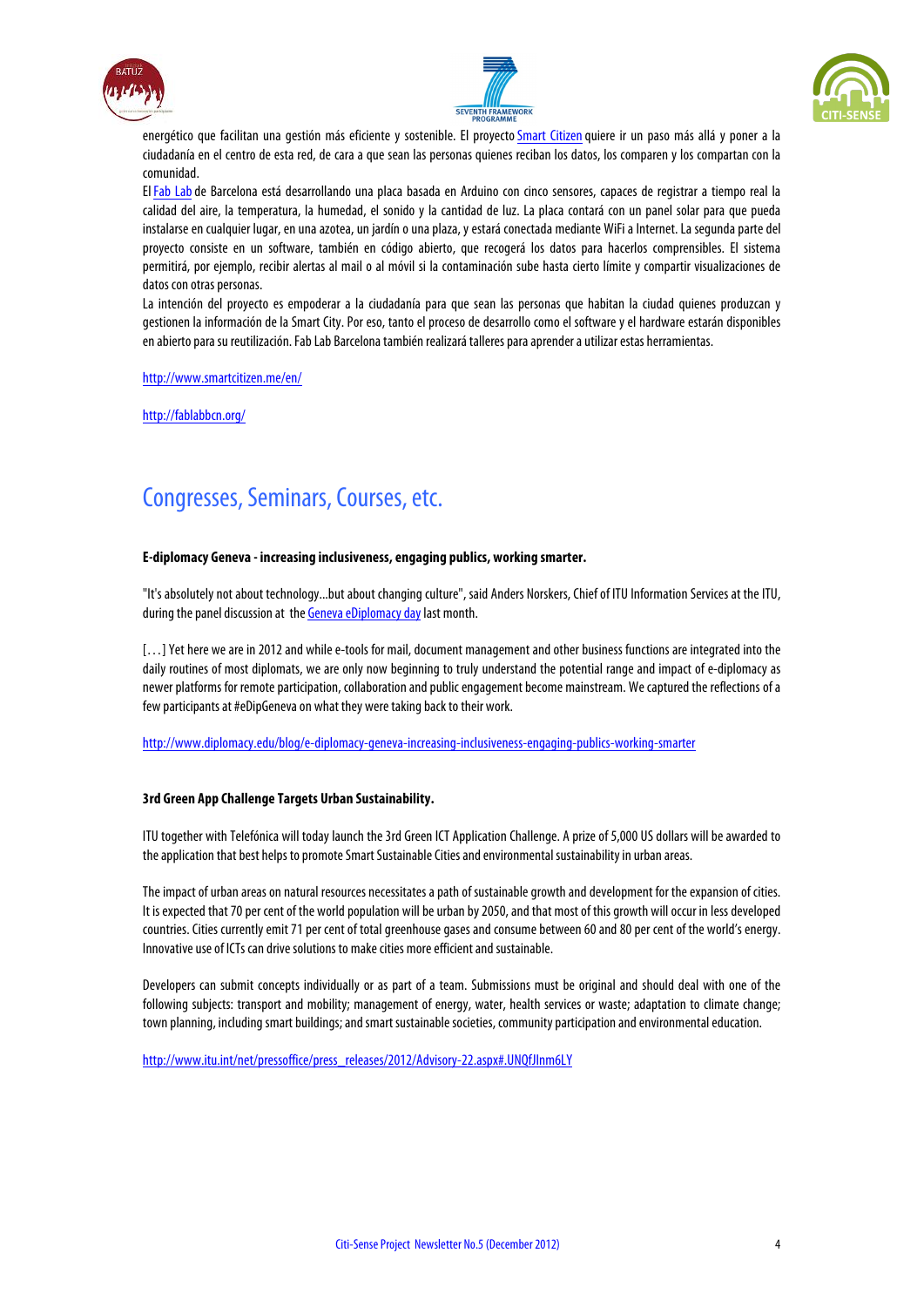energético que facilitan una gestión más eficiente y sostenible. El proyecto Smart Citizen quiere ir un paso más allá y poner a la ciudadanía en el centro de esta red, de cara a que sean las personas quienes reciban los datos, los comparen y los compartan con la comunidad.

El Fab Lab de Barcelona está desarrollando una placa basada en Arduino con cinco sensores, capaces de registrar a tiempo real la calidad del aire, la temperatura, la humedad, el sonido y la cantidad de luz. La placa contará con un panel solar para que pueda instalarse en cualquier lugar, en una azotea, en un jardín o una plaza, y estará conectada mediante WiFi a Internet. La segunda parte del proyecto consiste en un software, también en código abierto, que recogerá los datos para hacerlos comprensibles. El sistema permitirá, por ejemplo, recibir alertas al mail o al móvil si la contaminación sube hasta cierto límite y compartir visualizaciones de datos con otras personas.

La intención del proyecto es empoderar a la ciudadanía para que sean las personas que habitan la ciudad quienes produzcan y gestionen la información de la Smart City. Por eso, tanto el proceso de desarrollo como el software y el hardware estarán disponibles en abierto para su reutilización. Fab Lab Barcelona también realizará talleres para aprender a utilizar estas herramientas.

http://www.smartcitizen.me/en/

http://fablabbcn.org/

# Congresses, Seminars, Courses, etc.

**E-diplomacy Geneva - increasing inclusiveness, engaging publics, working smarter.**

"It's absolutely not about technology...but about changing culture", said Anders Norskers, Chief of ITU Information Services at the ITU, during the panel discussion at the Geneva eDiplomacy day last month.

[…] Yet here we are in 2012 and while e-tools for mail, document management and other business functions are integrated into the daily routines of most diplomats, we are only now beginning to truly understand the potential range and impact of e-diplomacy as newer platforms for remote participation, collaboration and public engagement become mainstream. We captured the reflections of a few participants at #eDipGeneva on what they were taking back to their work.

http://www.diplomacy.edu/blog/e-diplomacy-geneva-increasing-inclusiveness-engaging-publics-working-smarter

**3rd Green App Challenge Targets Urban Sustainability.**

ITU together with Telefónica will today launch the 3rd Green ICT Application Challenge. A prize of 5,000 US dollars will be awarded to the application that best helps to promote Smart Sustainable Cities and environmental sustainability in urban areas.

The impact of urban areas on natural resources necessitates a path of sustainable growth and development for the expansion of cities. It is expected that 70 per cent of the world population will be urban by 2050, and that most of this growth will occur in less developed countries. Cities currently emit 71 per cent of total greenhouse gases and consume between 60 and 80 per cent of the world's energy. Innovative use of ICTs can drive solutions to make cities more efficient and sustainable.

Developers can submit concepts individually or as part of a team. Submissions must be original and should deal with one of the following subjects: transport and mobility; management of energy, water, health services or waste; adaptation to climate change; town planning, including smart buildings; and smart sustainable societies, community participation and environmental education.

http://www.itu.int/net/pressoffice/press_releases/2012/Advisory-22.aspx#.UNQfJlnm6LY